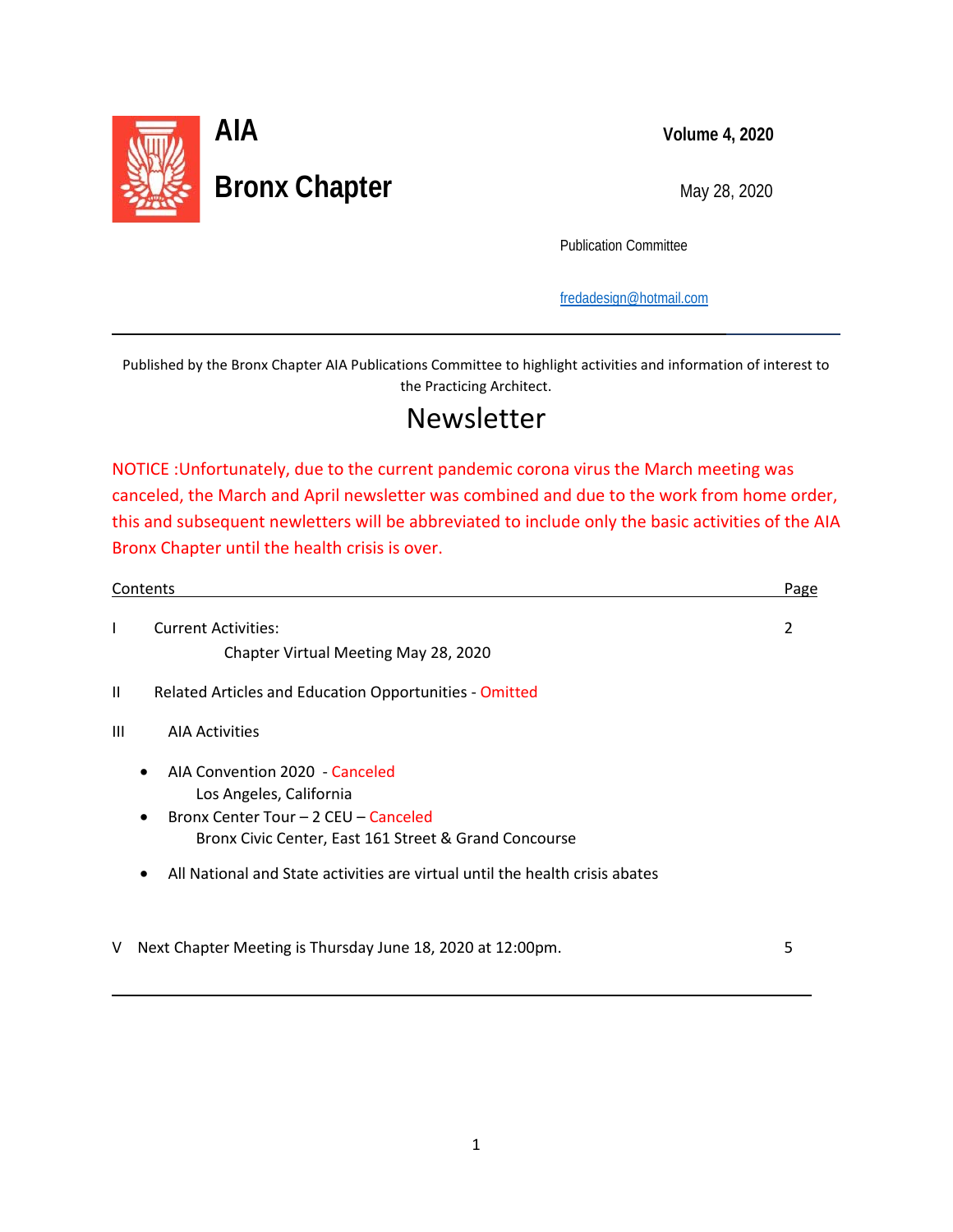# AIA

# Bronx Chapter

**Volume 4, 2020**

May 28, 2020

Publication Committee

[fredadesign@hotmail.com](mailto:fredadesign@hotmail.com)

---

Published by the Bronx Chapter AIA Publications Committee to highlight activities and information of interest to the Practicing Architect.

## Newsletter

NOTICE :Unfortunately, due to the current pandemic corona virus the March meeting was canceled, the March and April newsletter was combined and due to the work from home order, this and subsequent newletters will be abbreviated to include only the basic activities of the AIA Bronx Chapter until the health crisis is over.

| Contents | | Page |
|---|---|---|
| I | Current Activities:<br>Chapter Virtual Meeting May 28, 2020 | 2 |
| II | Related Articles and Education Opportunities - Omitted | |
| III | AIA Activities | |
| V | Next Chapter Meeting is Thursday June 18, 2020 at 12:00pm. | 5 |

AIA Activities:

- AIA Convention 2020 - Canceled
  Los Angeles, California
- Bronx Center Tour – 2 CEU – Canceled
  Bronx Civic Center, East 161 Street & Grand Concourse
- All National and State activities are virtual until the health crisis abates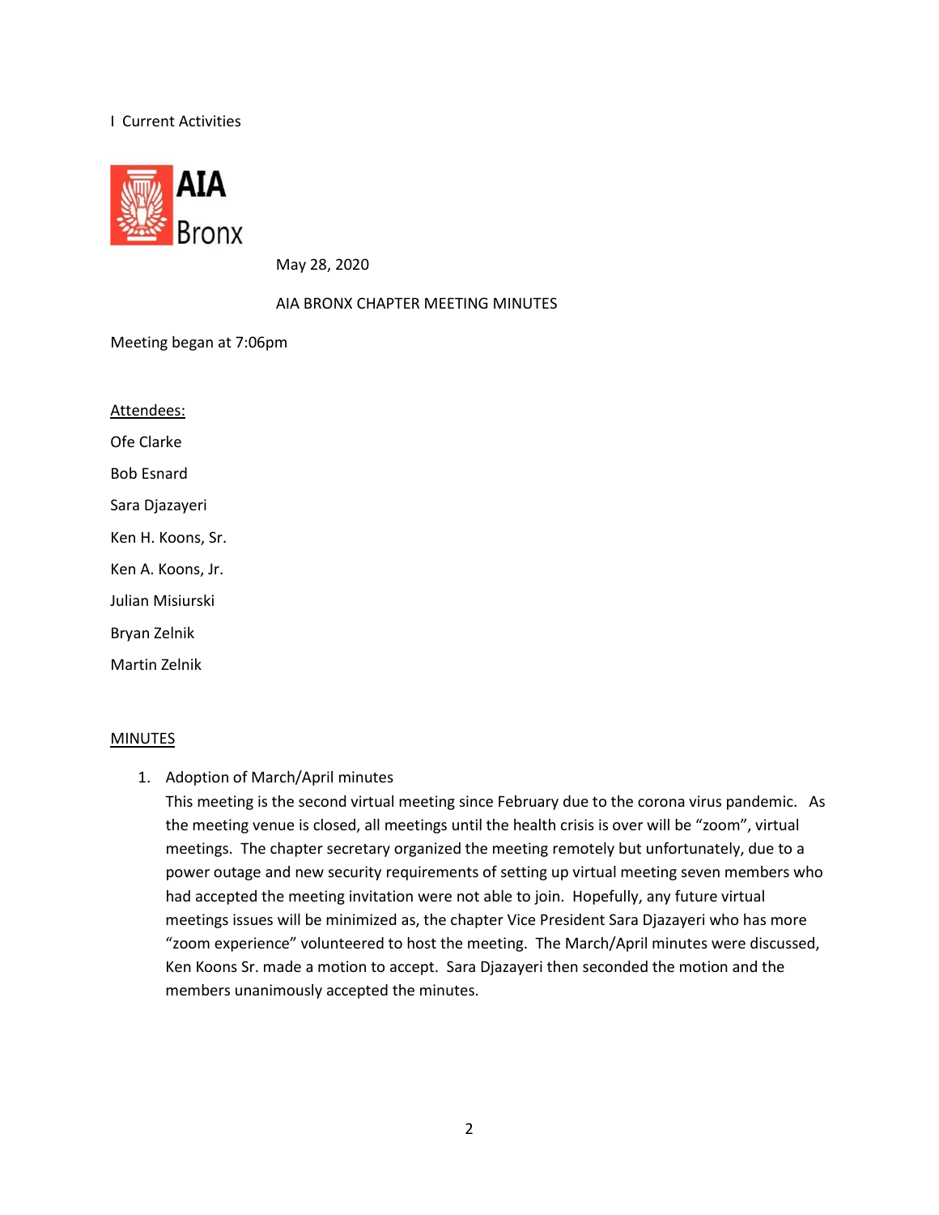I Current Activities

AIA Bronx

May 28, 2020

AIA BRONX CHAPTER MEETING MINUTES

Meeting began at 7:06pm

Attendees:

Ofe Clarke

Bob Esnard

Sara Djazayeri

Ken H. Koons, Sr.

Ken A. Koons, Jr.

Julian Misiurski

Bryan Zelnik

Martin Zelnik

MINUTES

1. Adoption of March/April minutes
   This meeting is the second virtual meeting since February due to the corona virus pandemic. As the meeting venue is closed, all meetings until the health crisis is over will be "zoom", virtual meetings. The chapter secretary organized the meeting remotely but unfortunately, due to a power outage and new security requirements of setting up virtual meeting seven members who had accepted the meeting invitation were not able to join. Hopefully, any future virtual meetings issues will be minimized as, the chapter Vice President Sara Djazayeri who has more "zoom experience" volunteered to host the meeting. The March/April minutes were discussed, Ken Koons Sr. made a motion to accept. Sara Djazayeri then seconded the motion and the members unanimously accepted the minutes.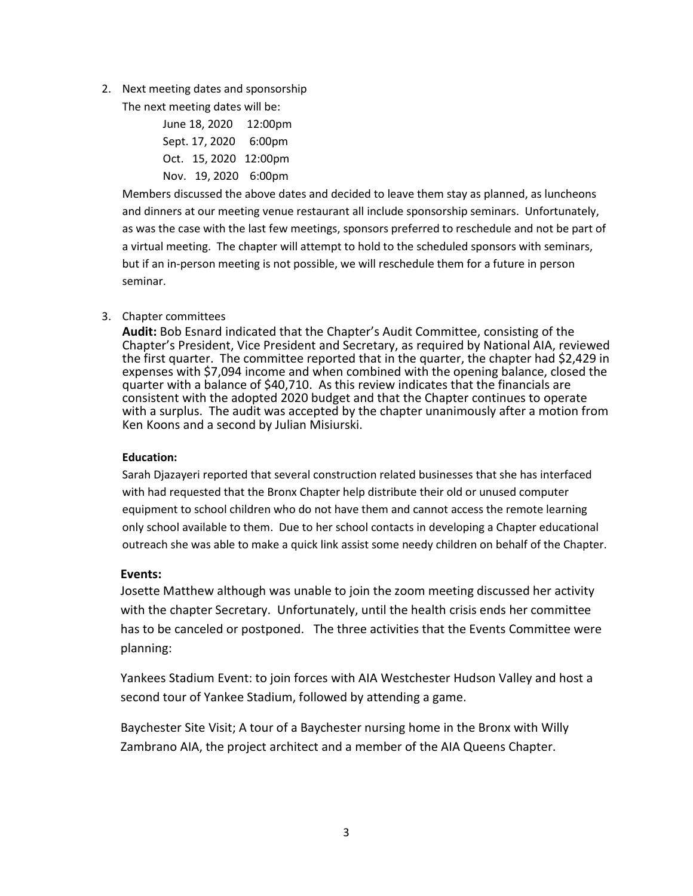2. Next meeting dates and sponsorship

   The next meeting dates will be:

   June 18, 2020 12:00pm
   Sept. 17, 2020 6:00pm
   Oct. 15, 2020 12:00pm
   Nov. 19, 2020 6:00pm

   Members discussed the above dates and decided to leave them stay as planned, as luncheons and dinners at our meeting venue restaurant all include sponsorship seminars. Unfortunately, as was the case with the last few meetings, sponsors preferred to reschedule and not be part of a virtual meeting. The chapter will attempt to hold to the scheduled sponsors with seminars, but if an in-person meeting is not possible, we will reschedule them for a future in person seminar.

3. Chapter committees

   **Audit:** Bob Esnard indicated that the Chapter's Audit Committee, consisting of the Chapter's President, Vice President and Secretary, as required by National AIA, reviewed the first quarter. The committee reported that in the quarter, the chapter had $2,429 in expenses with $7,094 income and when combined with the opening balance, closed the quarter with a balance of $40,710. As this review indicates that the financials are consistent with the adopted 2020 budget and that the Chapter continues to operate with a surplus. The audit was accepted by the chapter unanimously after a motion from Ken Koons and a second by Julian Misiurski.

   **Education:**

   Sarah Djazayeri reported that several construction related businesses that she has interfaced with had requested that the Bronx Chapter help distribute their old or unused computer equipment to school children who do not have them and cannot access the remote learning only school available to them. Due to her school contacts in developing a Chapter educational outreach she was able to make a quick link assist some needy children on behalf of the Chapter.

   **Events:**

   Josette Matthew although was unable to join the zoom meeting discussed her activity with the chapter Secretary. Unfortunately, until the health crisis ends her committee has to be canceled or postponed. The three activities that the Events Committee were planning:

   Yankees Stadium Event: to join forces with AIA Westchester Hudson Valley and host a second tour of Yankee Stadium, followed by attending a game.

   Baychester Site Visit; A tour of a Baychester nursing home in the Bronx with Willy Zambrano AIA, the project architect and a member of the AIA Queens Chapter.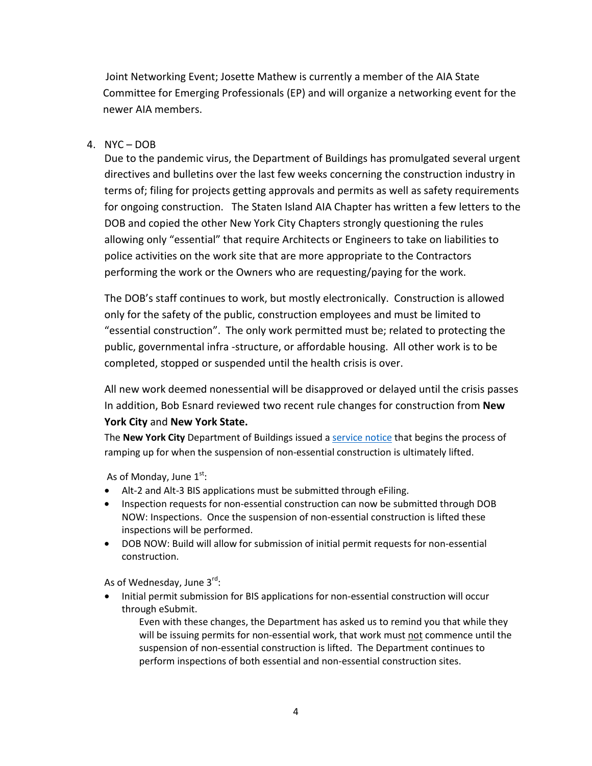Joint Networking Event; Josette Mathew is currently a member of the AIA State Committee for Emerging Professionals (EP) and will organize a networking event for the newer AIA members.

4. NYC – DOB

   Due to the pandemic virus, the Department of Buildings has promulgated several urgent directives and bulletins over the last few weeks concerning the construction industry in terms of; filing for projects getting approvals and permits as well as safety requirements for ongoing construction. The Staten Island AIA Chapter has written a few letters to the DOB and copied the other New York City Chapters strongly questioning the rules allowing only "essential" that require Architects or Engineers to take on liabilities to police activities on the work site that are more appropriate to the Contractors performing the work or the Owners who are requesting/paying for the work.

   The DOB's staff continues to work, but mostly electronically. Construction is allowed only for the safety of the public, construction employees and must be limited to "essential construction". The only work permitted must be; related to protecting the public, governmental infra -structure, or affordable housing. All other work is to be completed, stopped or suspended until the health crisis is over.

   All new work deemed nonessential will be disapproved or delayed until the crisis passes In addition, Bob Esnard reviewed two recent rule changes for construction from **New York City** and **New York State.**

   The **New York City** Department of Buildings issued a service notice that begins the process of ramping up for when the suspension of non-essential construction is ultimately lifted.

   As of Monday, June 1st:

   - Alt-2 and Alt-3 BIS applications must be submitted through eFiling.
   - Inspection requests for non-essential construction can now be submitted through DOB NOW: Inspections. Once the suspension of non-essential construction is lifted these inspections will be performed.
   - DOB NOW: Build will allow for submission of initial permit requests for non-essential construction.

   As of Wednesday, June 3rd:

   - Initial permit submission for BIS applications for non-essential construction will occur through eSubmit.

     Even with these changes, the Department has asked us to remind you that while they will be issuing permits for non-essential work, that work must not commence until the suspension of non-essential construction is lifted. The Department continues to perform inspections of both essential and non-essential construction sites.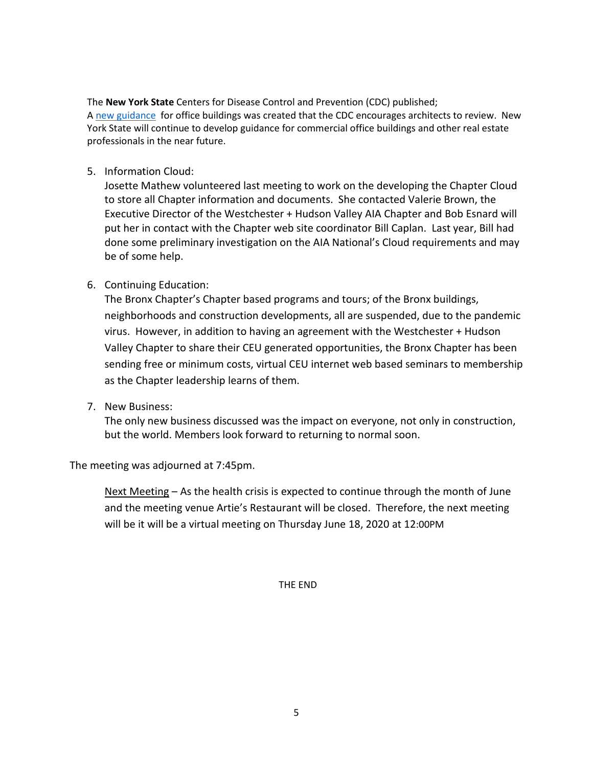The **New York State** Centers for Disease Control and Prevention (CDC) published;
A new guidance for office buildings was created that the CDC encourages architects to review. New York State will continue to develop guidance for commercial office buildings and other real estate professionals in the near future.

5. Information Cloud:
   Josette Mathew volunteered last meeting to work on the developing the Chapter Cloud to store all Chapter information and documents. She contacted Valerie Brown, the Executive Director of the Westchester + Hudson Valley AIA Chapter and Bob Esnard will put her in contact with the Chapter web site coordinator Bill Caplan. Last year, Bill had done some preliminary investigation on the AIA National's Cloud requirements and may be of some help.

6. Continuing Education:
   The Bronx Chapter's Chapter based programs and tours; of the Bronx buildings, neighborhoods and construction developments, all are suspended, due to the pandemic virus. However, in addition to having an agreement with the Westchester + Hudson Valley Chapter to share their CEU generated opportunities, the Bronx Chapter has been sending free or minimum costs, virtual CEU internet web based seminars to membership as the Chapter leadership learns of them.

7. New Business:
   The only new business discussed was the impact on everyone, not only in construction, but the world. Members look forward to returning to normal soon.

The meeting was adjourned at 7:45pm.

Next Meeting – As the health crisis is expected to continue through the month of June and the meeting venue Artie's Restaurant will be closed. Therefore, the next meeting will be it will be a virtual meeting on Thursday June 18, 2020 at 12:00PM

THE END